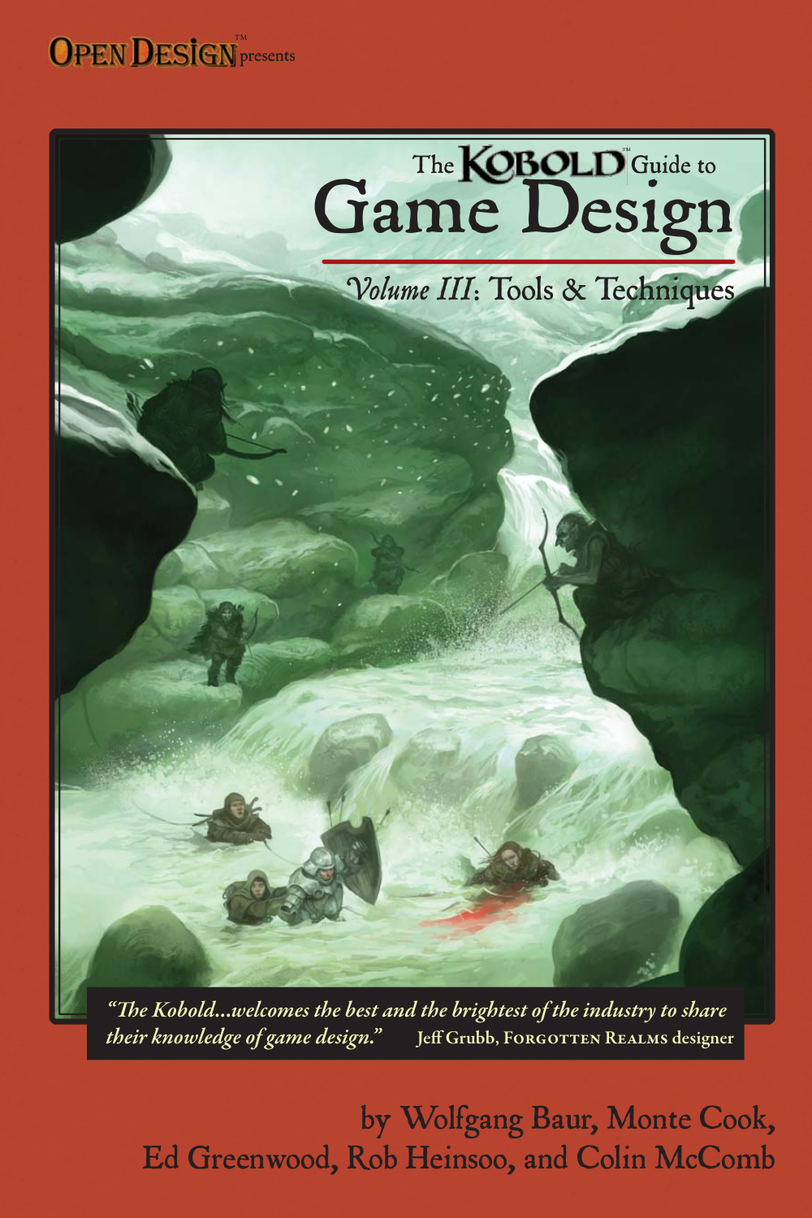Open Design™ presents

# The Kobold™ Guide to Game Design

## *Volume III*: Tools & Techniques

*"The Kobold...welcomes the best and the brightest of the industry to share their knowledge of game design."* Jeff Grubb, Forgotten Realms designer

by Wolfgang Baur, Monte Cook, Ed Greenwood, Rob Heinsoo, and Colin McComb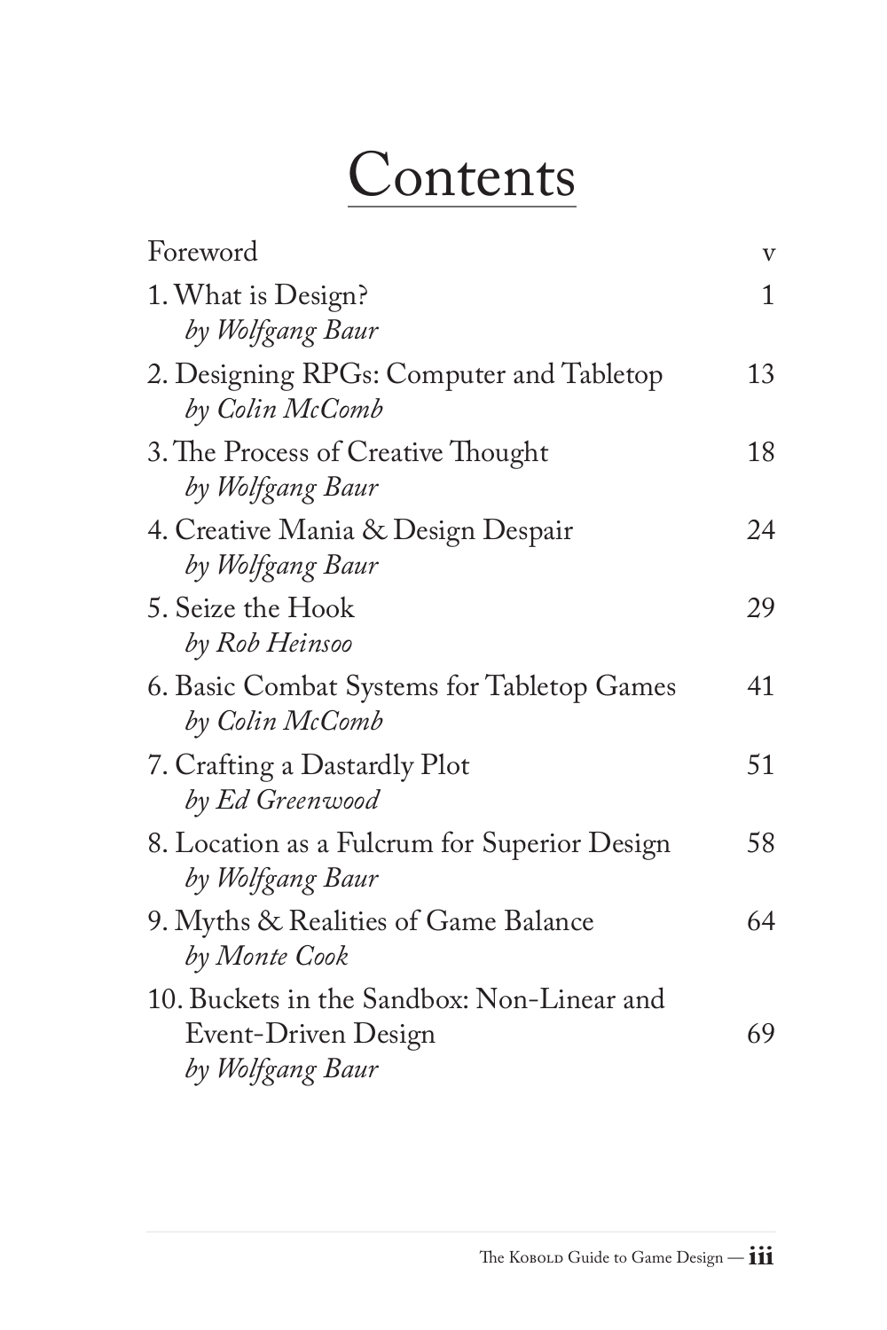# Contents

| | |
|---|---|
| Foreword | v |
| 1. What is Design? *by Wolfgang Baur* | 1 |
| 2. Designing RPGs: Computer and Tabletop *by Colin McComb* | 13 |
| 3. The Process of Creative Thought *by Wolfgang Baur* | 18 |
| 4. Creative Mania & Design Despair *by Wolfgang Baur* | 24 |
| 5. Seize the Hook *by Rob Heinsoo* | 29 |
| 6. Basic Combat Systems for Tabletop Games *by Colin McComb* | 41 |
| 7. Crafting a Dastardly Plot *by Ed Greenwood* | 51 |
| 8. Location as a Fulcrum for Superior Design *by Wolfgang Baur* | 58 |
| 9. Myths & Realities of Game Balance *by Monte Cook* | 64 |
| 10. Buckets in the Sandbox: Non-Linear and Event-Driven Design *by Wolfgang Baur* | 69 |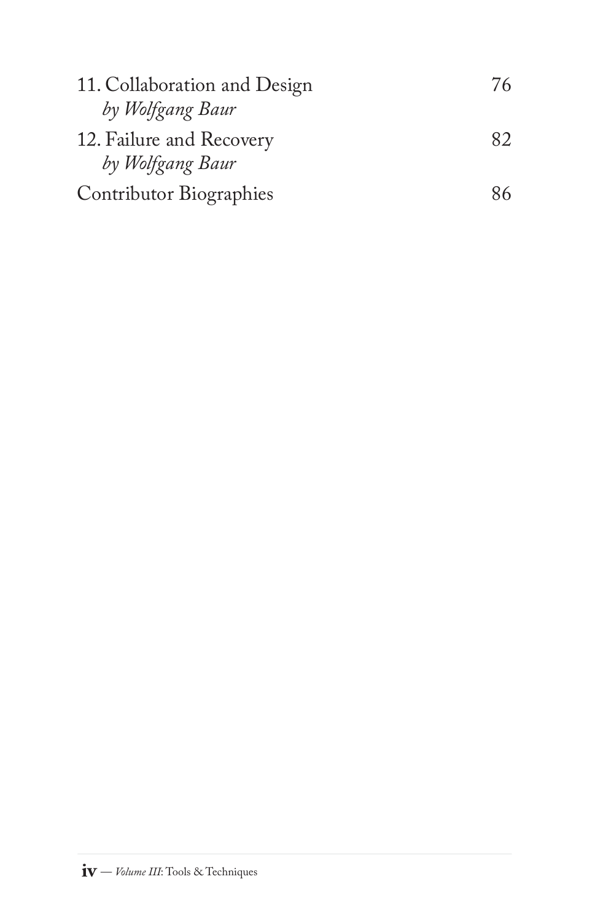11. Collaboration and Design 76
    *by Wolfgang Baur*

12. Failure and Recovery 82
    *by Wolfgang Baur*

Contributor Biographies 86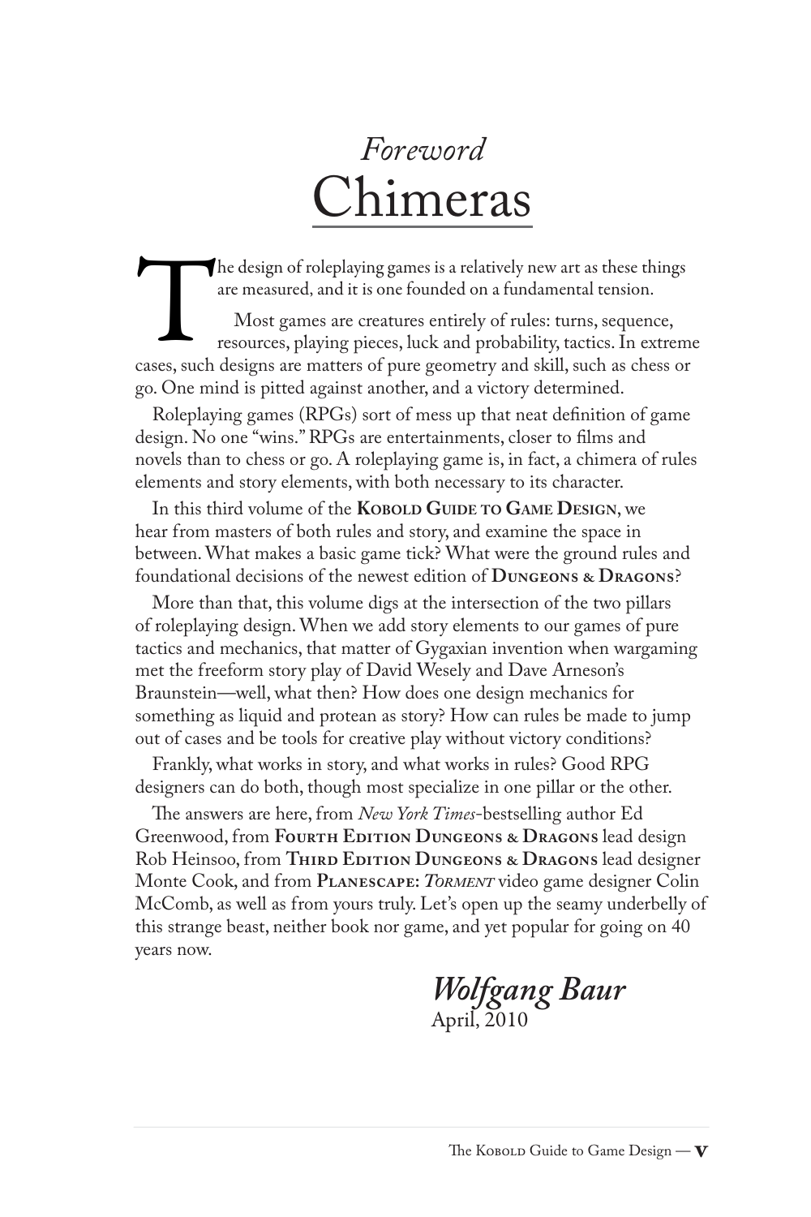# *Foreword*
# Chimeras

The design of roleplaying games is a relatively new art as these things are measured, and it is one founded on a fundamental tension.

Most games are creatures entirely of rules: turns, sequence, resources, playing pieces, luck and probability, tactics. In extreme cases, such designs are matters of pure geometry and skill, such as chess or go. One mind is pitted against another, and a victory determined.

Roleplaying games (RPGs) sort of mess up that neat definition of game design. No one "wins." RPGs are entertainments, closer to films and novels than to chess or go. A roleplaying game is, in fact, a chimera of rules elements and story elements, with both necessary to its character.

In this third volume of the **Kobold Guide to Game Design**, we hear from masters of both rules and story, and examine the space in between. What makes a basic game tick? What were the ground rules and foundational decisions of the newest edition of **Dungeons & Dragons**?

More than that, this volume digs at the intersection of the two pillars of roleplaying design. When we add story elements to our games of pure tactics and mechanics, that matter of Gygaxian invention when wargaming met the freeform story play of David Wesely and Dave Arneson's Braunstein—well, what then? How does one design mechanics for something as liquid and protean as story? How can rules be made to jump out of cases and be tools for creative play without victory conditions?

Frankly, what works in story, and what works in rules? Good RPG designers can do both, though most specialize in one pillar or the other.

The answers are here, from *New York Times*-bestselling author Ed Greenwood, from **Fourth Edition Dungeons & Dragons** lead design Rob Heinsoo, from **Third Edition Dungeons & Dragons** lead designer Monte Cook, and from **Planescape: *Torment*** video game designer Colin McComb, as well as from yours truly. Let's open up the seamy underbelly of this strange beast, neither book nor game, and yet popular for going on 40 years now.

*Wolfgang Baur*
April, 2010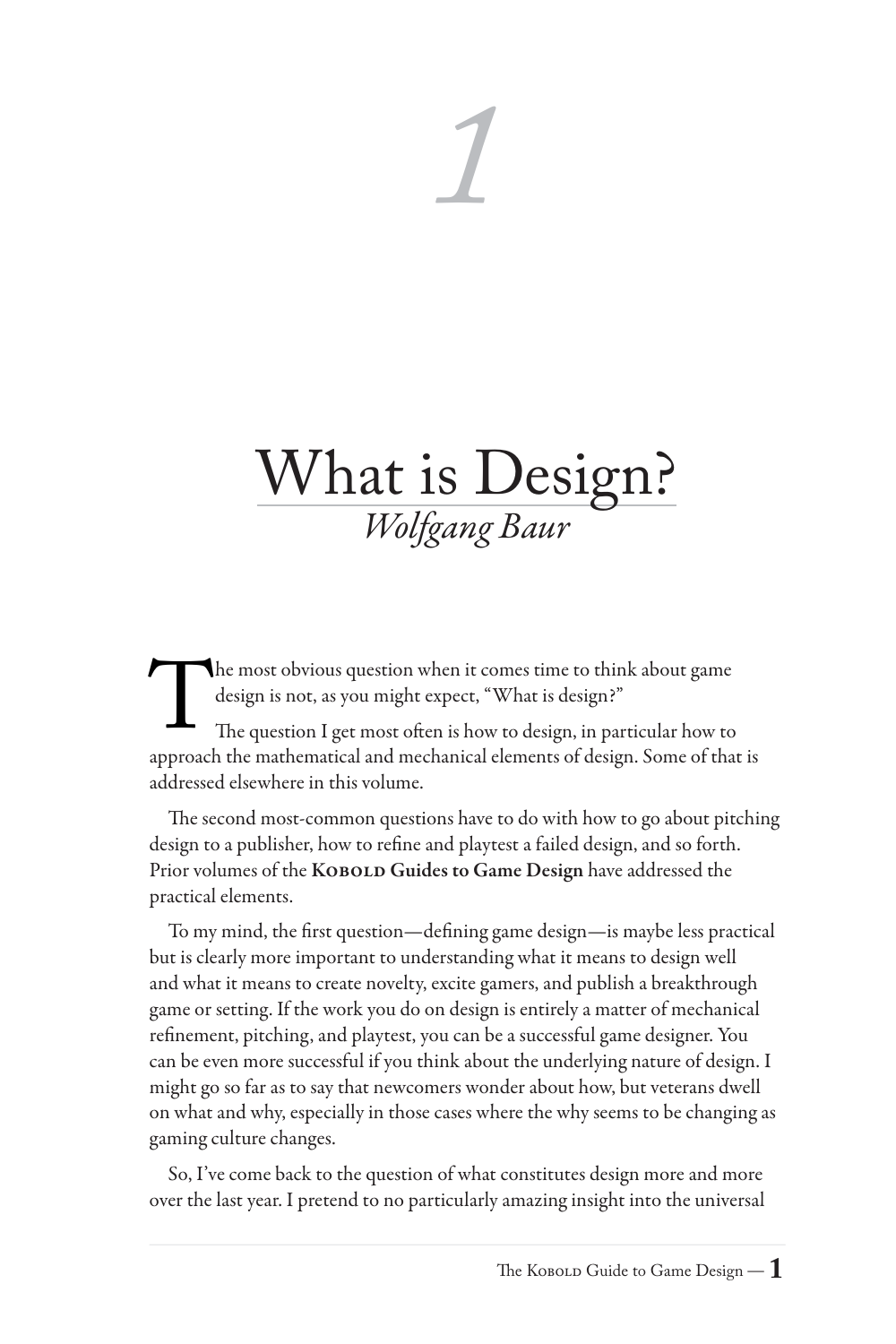# 1

# What is Design?

*Wolfgang Baur*

The most obvious question when it comes time to think about game design is not, as you might expect, "What is design?"

The question I get most often is how to design, in particular how to approach the mathematical and mechanical elements of design. Some of that is addressed elsewhere in this volume.

The second most-common questions have to do with how to go about pitching design to a publisher, how to refine and playtest a failed design, and so forth. Prior volumes of the **Kobold Guides to Game Design** have addressed the practical elements.

To my mind, the first question—defining game design—is maybe less practical but is clearly more important to understanding what it means to design well and what it means to create novelty, excite gamers, and publish a breakthrough game or setting. If the work you do on design is entirely a matter of mechanical refinement, pitching, and playtest, you can be a successful game designer. You can be even more successful if you think about the underlying nature of design. I might go so far as to say that newcomers wonder about how, but veterans dwell on what and why, especially in those cases where the why seems to be changing as gaming culture changes.

So, I've come back to the question of what constitutes design more and more over the last year. I pretend to no particularly amazing insight into the universal